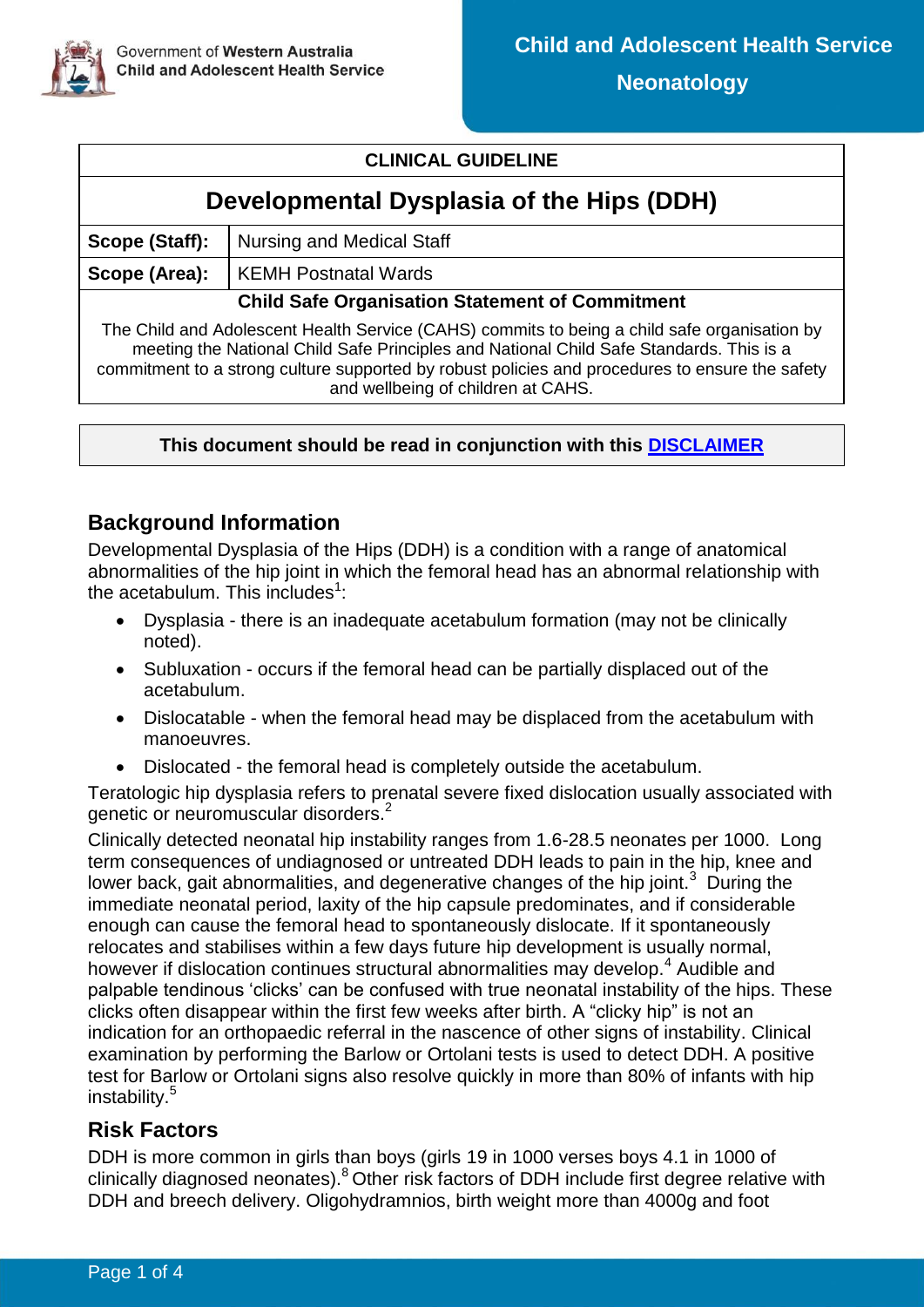Government of Western Australia
Child and Adolescent Health Service

**Child and Adolescent Health Service**
**Neonatology**

| CLINICAL GUIDELINE | |
|---|---|
| **Developmental Dysplasia of the Hips (DDH)** | |
| **Scope (Staff):** | Nursing and Medical Staff |
| **Scope (Area):** | KEMH Postnatal Wards |
| **Child Safe Organisation Statement of Commitment** | |
| The Child and Adolescent Health Service (CAHS) commits to being a child safe organisation by meeting the National Child Safe Principles and National Child Safe Standards. This is a commitment to a strong culture supported by robust policies and procedures to ensure the safety and wellbeing of children at CAHS. | |

**This document should be read in conjunction with this DISCLAIMER**

## Background Information

Developmental Dysplasia of the Hips (DDH) is a condition with a range of anatomical abnormalities of the hip joint in which the femoral head has an abnormal relationship with the acetabulum. This includes[1]:

- Dysplasia - there is an inadequate acetabulum formation (may not be clinically noted).
- Subluxation - occurs if the femoral head can be partially displaced out of the acetabulum.
- Dislocatable - when the femoral head may be displaced from the acetabulum with manoeuvres.
- Dislocated - the femoral head is completely outside the acetabulum.

Teratologic hip dysplasia refers to prenatal severe fixed dislocation usually associated with genetic or neuromuscular disorders.[2]

Clinically detected neonatal hip instability ranges from 1.6-28.5 neonates per 1000. Long term consequences of undiagnosed or untreated DDH leads to pain in the hip, knee and lower back, gait abnormalities, and degenerative changes of the hip joint.[3] During the immediate neonatal period, laxity of the hip capsule predominates, and if considerable enough can cause the femoral head to spontaneously dislocate. If it spontaneously relocates and stabilises within a few days future hip development is usually normal, however if dislocation continues structural abnormalities may develop.[4] Audible and palpable tendinous 'clicks' can be confused with true neonatal instability of the hips. These clicks often disappear within the first few weeks after birth. A "clicky hip" is not an indication for an orthopaedic referral in the nascence of other signs of instability. Clinical examination by performing the Barlow or Ortolani tests is used to detect DDH. A positive test for Barlow or Ortolani signs also resolve quickly in more than 80% of infants with hip instability.[5]

## Risk Factors

DDH is more common in girls than boys (girls 19 in 1000 verses boys 4.1 in 1000 of clinically diagnosed neonates).[8] Other risk factors of DDH include first degree relative with DDH and breech delivery. Oligohydramnios, birth weight more than 4000g and foot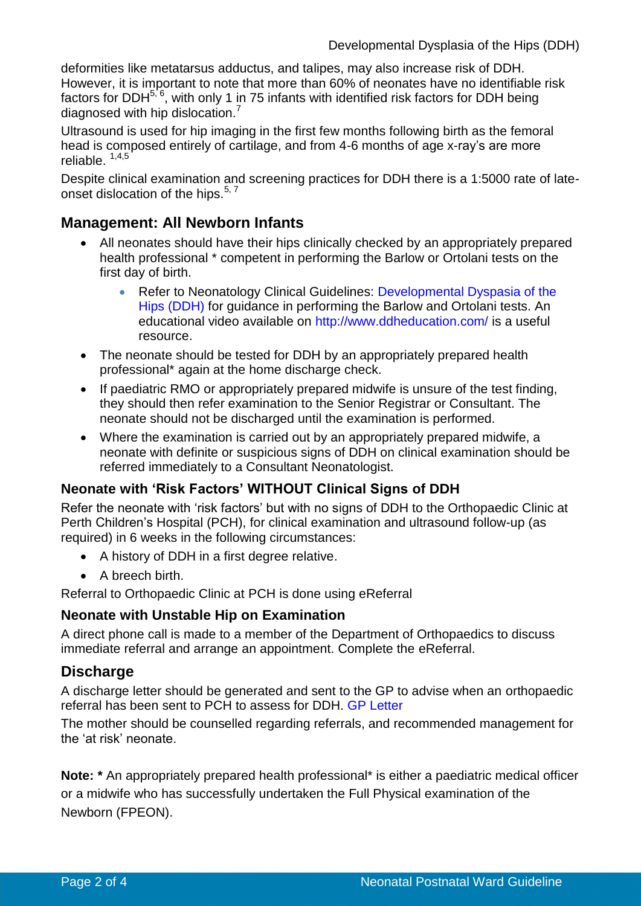deformities like metatarsus adductus, and talipes, may also increase risk of DDH. However, it is important to note that more than 60% of neonates have no identifiable risk factors for DDH[5, 6], with only 1 in 75 infants with identified risk factors for DDH being diagnosed with hip dislocation.[7]

Ultrasound is used for hip imaging in the first few months following birth as the femoral head is composed entirely of cartilage, and from 4-6 months of age x-ray's are more reliable. [1,4,5]

Despite clinical examination and screening practices for DDH there is a 1:5000 rate of late-onset dislocation of the hips.[5, 7]

## Management: All Newborn Infants

- All neonates should have their hips clinically checked by an appropriately prepared health professional * competent in performing the Barlow or Ortolani tests on the first day of birth.
  - Refer to Neonatology Clinical Guidelines: Developmental Dyspasia of the Hips (DDH) for guidance in performing the Barlow and Ortolani tests. An educational video available on http://www.ddheducation.com/ is a useful resource.
- The neonate should be tested for DDH by an appropriately prepared health professional* again at the home discharge check.
- If paediatric RMO or appropriately prepared midwife is unsure of the test finding, they should then refer examination to the Senior Registrar or Consultant. The neonate should not be discharged until the examination is performed.
- Where the examination is carried out by an appropriately prepared midwife, a neonate with definite or suspicious signs of DDH on clinical examination should be referred immediately to a Consultant Neonatologist.

### Neonate with 'Risk Factors' WITHOUT Clinical Signs of DDH

Refer the neonate with 'risk factors' but with no signs of DDH to the Orthopaedic Clinic at Perth Children's Hospital (PCH), for clinical examination and ultrasound follow-up (as required) in 6 weeks in the following circumstances:

- A history of DDH in a first degree relative.
- A breech birth.

Referral to Orthopaedic Clinic at PCH is done using eReferral

### Neonate with Unstable Hip on Examination

A direct phone call is made to a member of the Department of Orthopaedics to discuss immediate referral and arrange an appointment. Complete the eReferral.

## Discharge

A discharge letter should be generated and sent to the GP to advise when an orthopaedic referral has been sent to PCH to assess for DDH. GP Letter

The mother should be counselled regarding referrals, and recommended management for the 'at risk' neonate.

**Note: *** An appropriately prepared health professional* is either a paediatric medical officer or a midwife who has successfully undertaken the Full Physical examination of the Newborn (FPEON).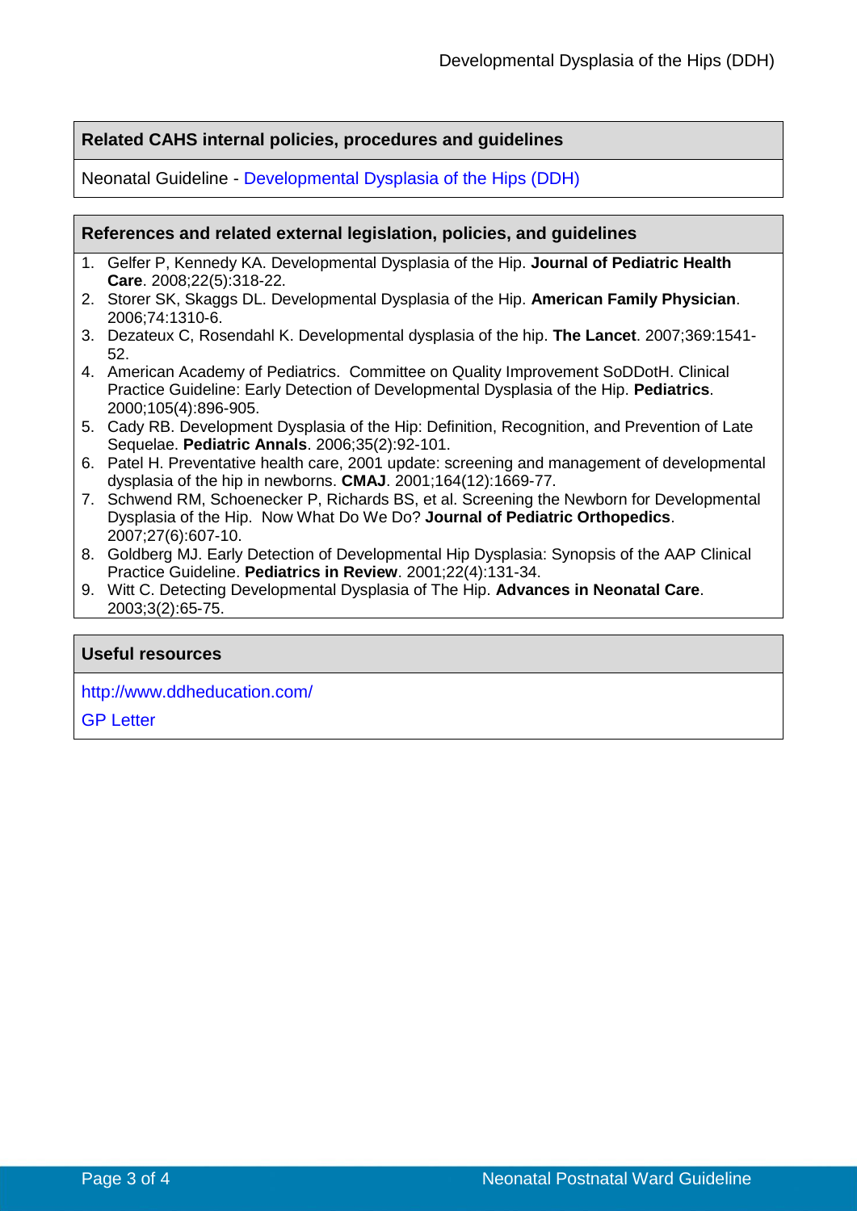## Related CAHS internal policies, procedures and guidelines

Neonatal Guideline - Developmental Dysplasia of the Hips (DDH)

## References and related external legislation, policies, and guidelines

1. Gelfer P, Kennedy KA. Developmental Dysplasia of the Hip. **Journal of Pediatric Health Care**. 2008;22(5):318-22.
2. Storer SK, Skaggs DL. Developmental Dysplasia of the Hip. **American Family Physician**. 2006;74:1310-6.
3. Dezateux C, Rosendahl K. Developmental dysplasia of the hip. **The Lancet**. 2007;369:1541-52.
4. American Academy of Pediatrics. Committee on Quality Improvement SoDDotH. Clinical Practice Guideline: Early Detection of Developmental Dysplasia of the Hip. **Pediatrics**. 2000;105(4):896-905.
5. Cady RB. Development Dysplasia of the Hip: Definition, Recognition, and Prevention of Late Sequelae. **Pediatric Annals**. 2006;35(2):92-101.
6. Patel H. Preventative health care, 2001 update: screening and management of developmental dysplasia of the hip in newborns. **CMAJ**. 2001;164(12):1669-77.
7. Schwend RM, Schoenecker P, Richards BS, et al. Screening the Newborn for Developmental Dysplasia of the Hip. Now What Do We Do? **Journal of Pediatric Orthopedics**. 2007;27(6):607-10.
8. Goldberg MJ. Early Detection of Developmental Hip Dysplasia: Synopsis of the AAP Clinical Practice Guideline. **Pediatrics in Review**. 2001;22(4):131-34.
9. Witt C. Detecting Developmental Dysplasia of The Hip. **Advances in Neonatal Care**. 2003;3(2):65-75.

## Useful resources

http://www.ddheducation.com/

GP Letter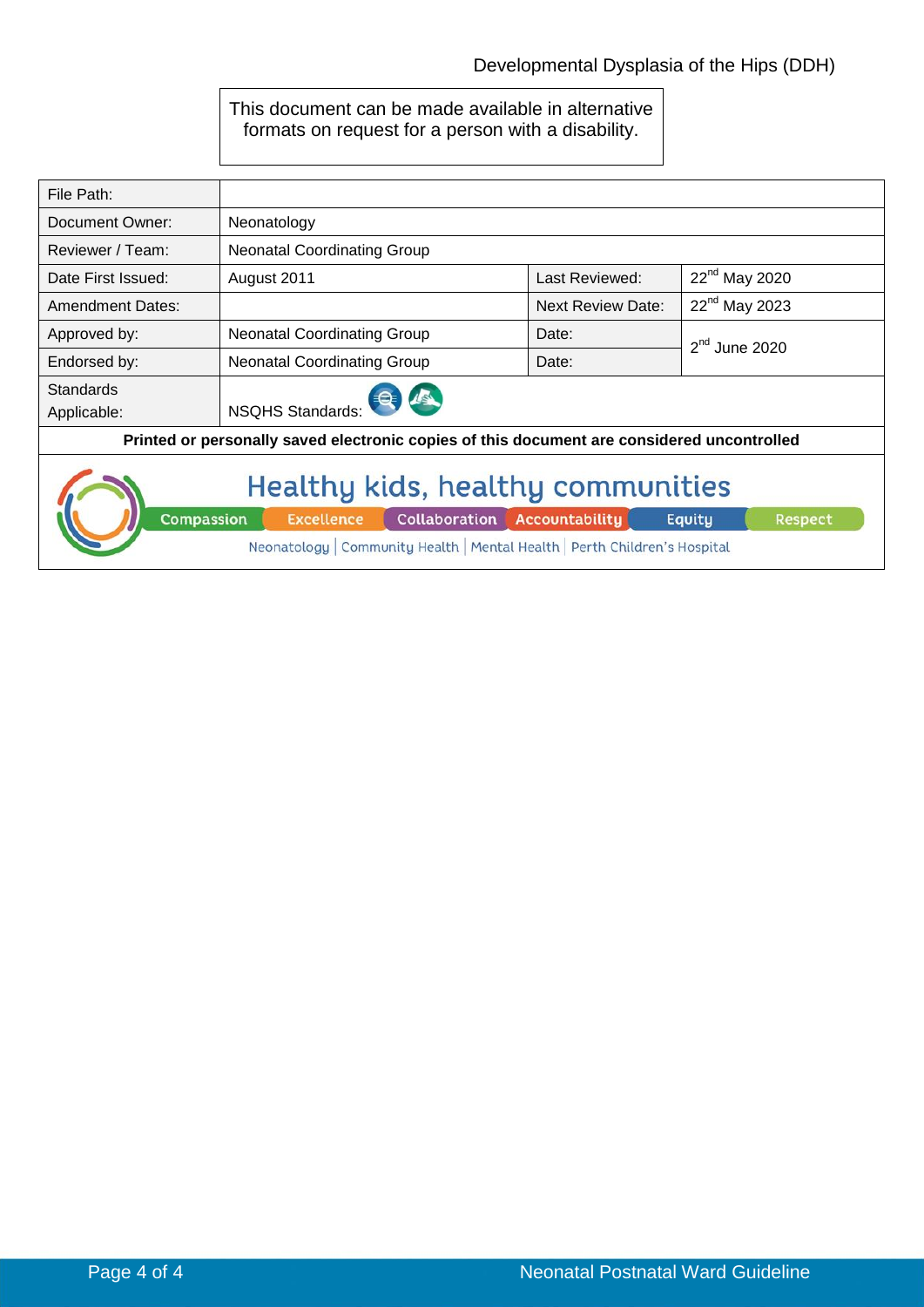This document can be made available in alternative formats on request for a person with a disability.

| | | | |
|---|---|---|---|
| File Path: | | | |
| Document Owner: | Neonatology | | |
| Reviewer / Team: | Neonatal Coordinating Group | | |
| Date First Issued: | August 2011 | Last Reviewed: | 22nd May 2020 |
| Amendment Dates: | | Next Review Date: | 22nd May 2023 |
| Approved by: | Neonatal Coordinating Group | Date: | 2nd June 2020 |
| Endorsed by: | Neonatal Coordinating Group | Date: | |
| Standards Applicable: | NSQHS Standards: | | |

**Printed or personally saved electronic copies of this document are considered uncontrolled**

Healthy kids, healthy communities

Compassion | Excellence | Collaboration | Accountability | Equity | Respect

Neonatology | Community Health | Mental Health | Perth Children's Hospital